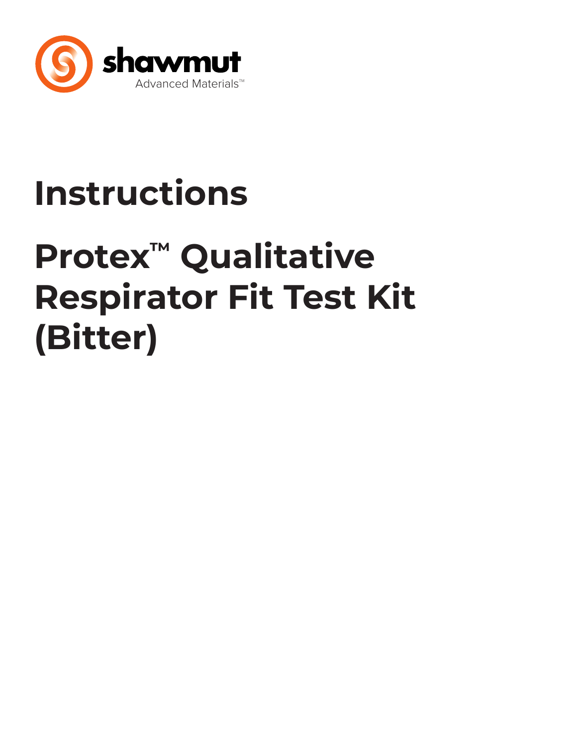shawmut

Advanced Materials™

# Instructions

# Protex™ Qualitative Respirator Fit Test Kit (Bitter)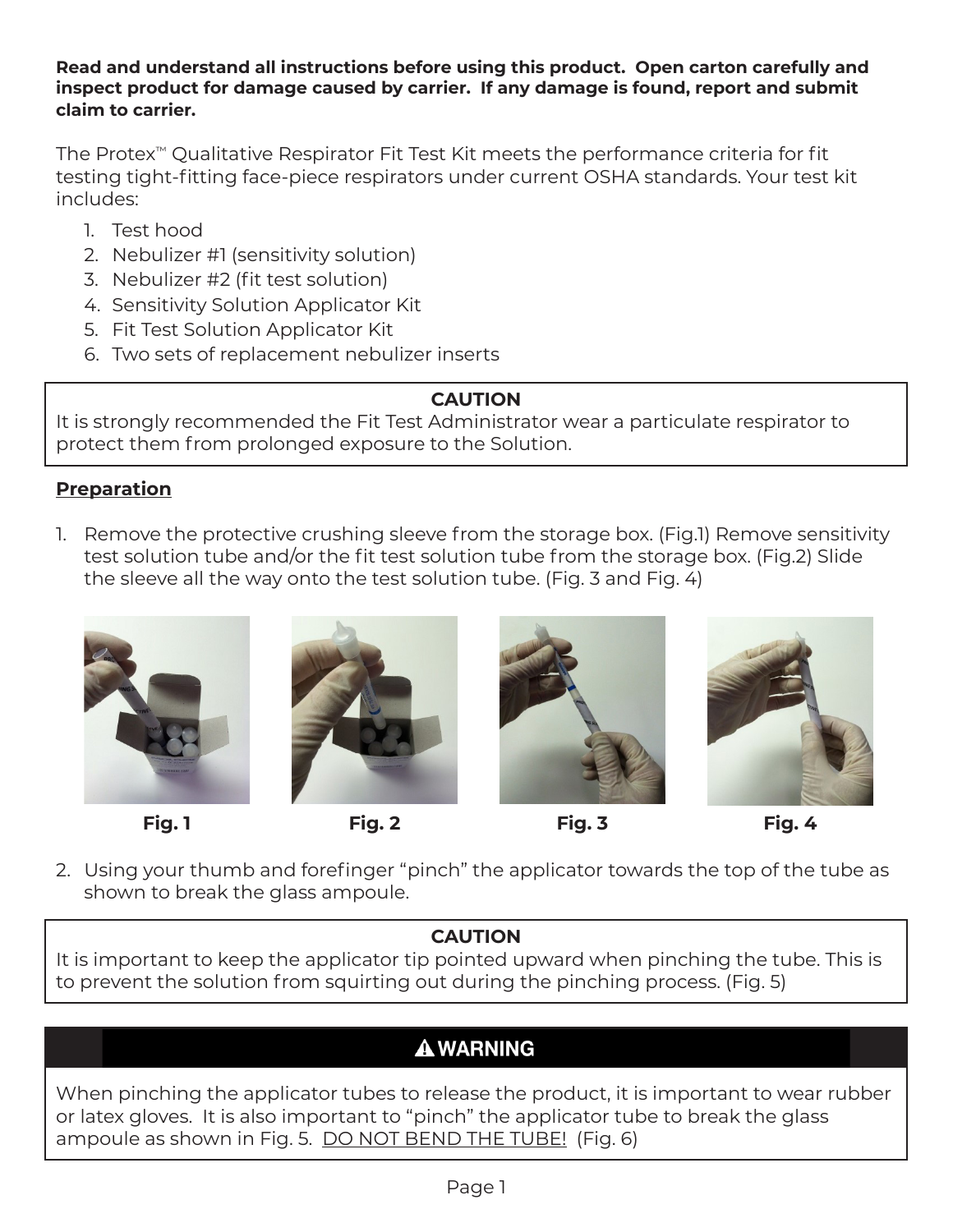**Read and understand all instructions before using this product. Open carton carefully and inspect product for damage caused by carrier. If any damage is found, report and submit claim to carrier.**

The Protex™ Qualitative Respirator Fit Test Kit meets the performance criteria for fit testing tight-fitting face-piece respirators under current OSHA standards. Your test kit includes:

1. Test hood
2. Nebulizer #1 (sensitivity solution)
3. Nebulizer #2 (fit test solution)
4. Sensitivity Solution Applicator Kit
5. Fit Test Solution Applicator Kit
6. Two sets of replacement nebulizer inserts

**CAUTION**

It is strongly recommended the Fit Test Administrator wear a particulate respirator to protect them from prolonged exposure to the Solution.

## **Preparation**

1. Remove the protective crushing sleeve from the storage box. (Fig.1) Remove sensitivity test solution tube and/or the fit test solution tube from the storage box. (Fig.2) Slide the sleeve all the way onto the test solution tube. (Fig. 3 and Fig. 4)

**Fig. 1** **Fig. 2** **Fig. 3** **Fig. 4**

2. Using your thumb and forefinger "pinch" the applicator towards the top of the tube as shown to break the glass ampoule.

**CAUTION**

It is important to keep the applicator tip pointed upward when pinching the tube. This is to prevent the solution from squirting out during the pinching process. (Fig. 5)

**⚠ WARNING**

When pinching the applicator tubes to release the product, it is important to wear rubber or latex gloves. It is also important to "pinch" the applicator tube to break the glass ampoule as shown in Fig. 5. DO NOT BEND THE TUBE! (Fig. 6)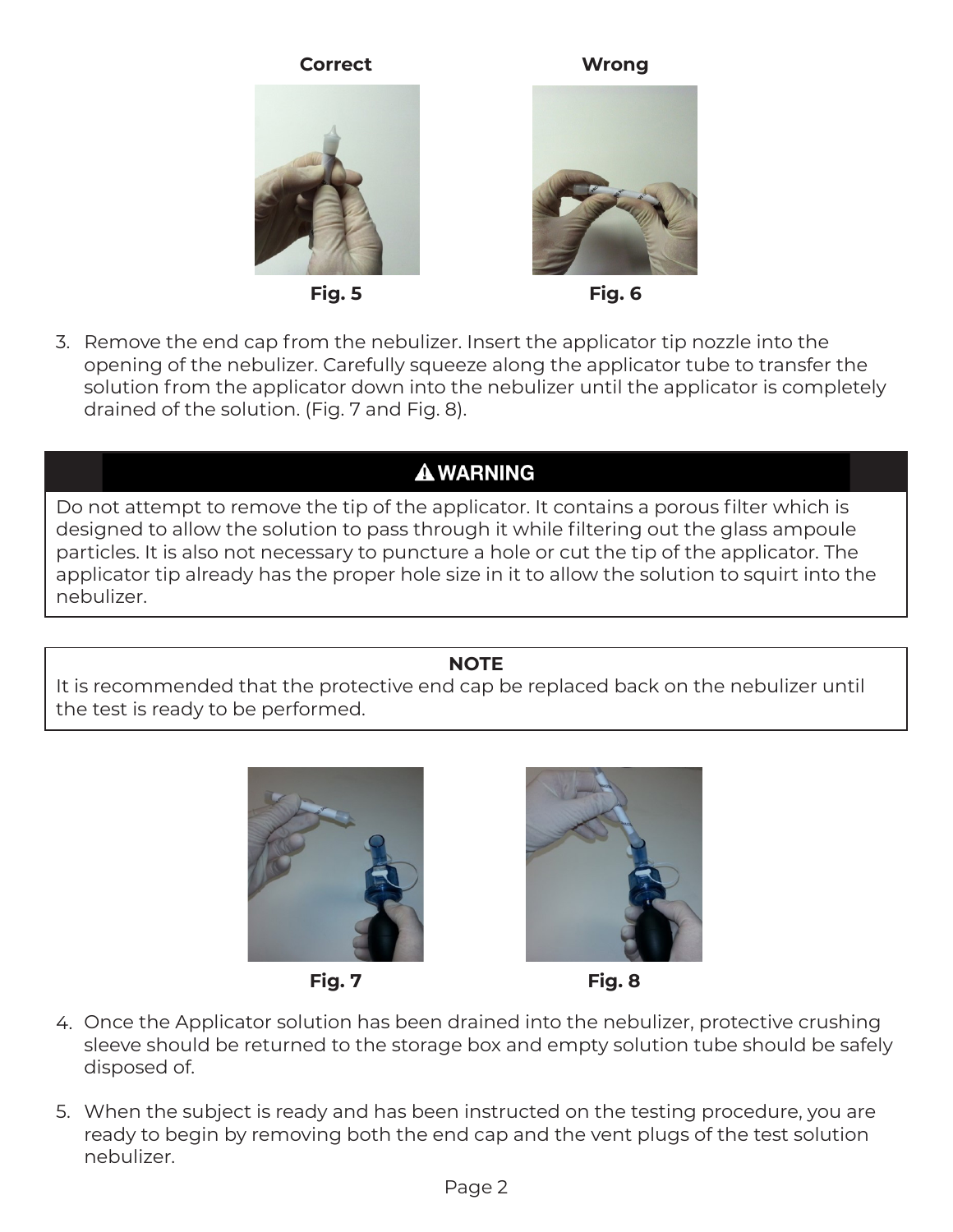**Correct** **Wrong**

Fig. 5 Fig. 6

3. Remove the end cap from the nebulizer. Insert the applicator tip nozzle into the opening of the nebulizer. Carefully squeeze along the applicator tube to transfer the solution from the applicator down into the nebulizer until the applicator is completely drained of the solution. (Fig. 7 and Fig. 8).

> **⚠ WARNING**
>
> Do not attempt to remove the tip of the applicator. It contains a porous filter which is designed to allow the solution to pass through it while filtering out the glass ampoule particles. It is also not necessary to puncture a hole or cut the tip of the applicator. The applicator tip already has the proper hole size in it to allow the solution to squirt into the nebulizer.

> **NOTE**
>
> It is recommended that the protective end cap be replaced back on the nebulizer until the test is ready to be performed.

Fig. 7 Fig. 8

4. Once the Applicator solution has been drained into the nebulizer, protective crushing sleeve should be returned to the storage box and empty solution tube should be safely disposed of.

5. When the subject is ready and has been instructed on the testing procedure, you are ready to begin by removing both the end cap and the vent plugs of the test solution nebulizer.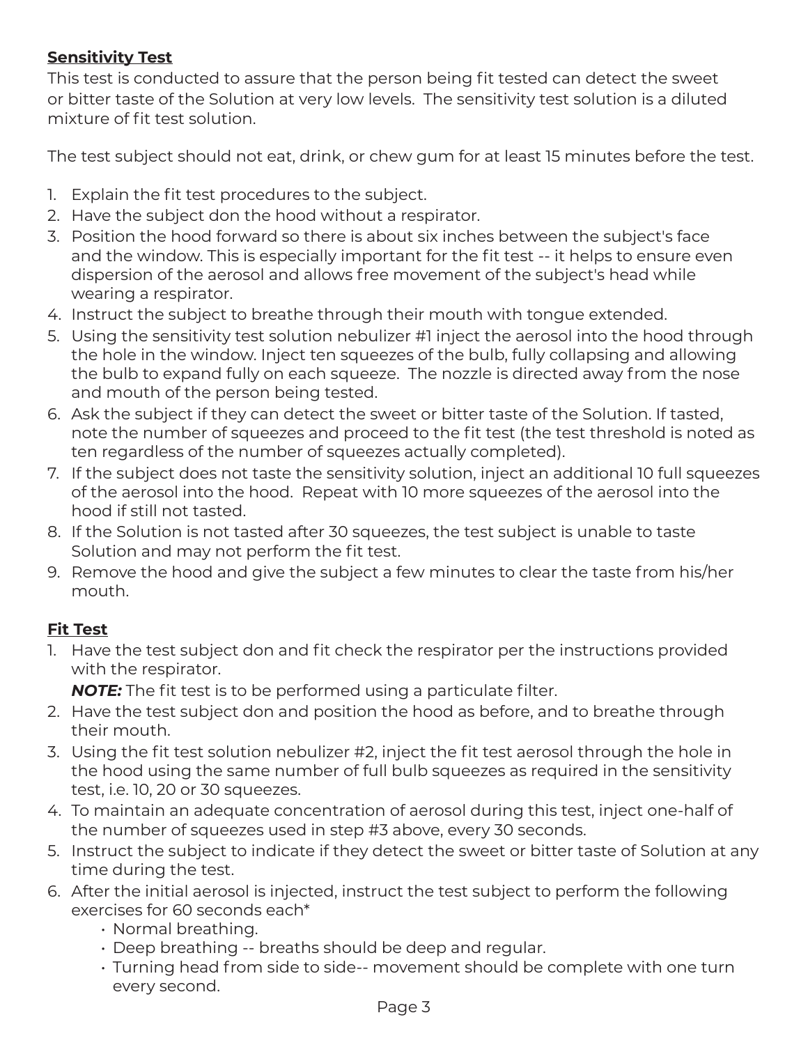## Sensitivity Test

This test is conducted to assure that the person being fit tested can detect the sweet or bitter taste of the Solution at very low levels. The sensitivity test solution is a diluted mixture of fit test solution.

The test subject should not eat, drink, or chew gum for at least 15 minutes before the test.

1. Explain the fit test procedures to the subject.
2. Have the subject don the hood without a respirator.
3. Position the hood forward so there is about six inches between the subject's face and the window. This is especially important for the fit test -- it helps to ensure even dispersion of the aerosol and allows free movement of the subject's head while wearing a respirator.
4. Instruct the subject to breathe through their mouth with tongue extended.
5. Using the sensitivity test solution nebulizer #1 inject the aerosol into the hood through the hole in the window. Inject ten squeezes of the bulb, fully collapsing and allowing the bulb to expand fully on each squeeze. The nozzle is directed away from the nose and mouth of the person being tested.
6. Ask the subject if they can detect the sweet or bitter taste of the Solution. If tasted, note the number of squeezes and proceed to the fit test (the test threshold is noted as ten regardless of the number of squeezes actually completed).
7. If the subject does not taste the sensitivity solution, inject an additional 10 full squeezes of the aerosol into the hood. Repeat with 10 more squeezes of the aerosol into the hood if still not tasted.
8. If the Solution is not tasted after 30 squeezes, the test subject is unable to taste Solution and may not perform the fit test.
9. Remove the hood and give the subject a few minutes to clear the taste from his/her mouth.

## Fit Test

1. Have the test subject don and fit check the respirator per the instructions provided with the respirator.

   ***NOTE:*** The fit test is to be performed using a particulate filter.
2. Have the test subject don and position the hood as before, and to breathe through their mouth.
3. Using the fit test solution nebulizer #2, inject the fit test aerosol through the hole in the hood using the same number of full bulb squeezes as required in the sensitivity test, i.e. 10, 20 or 30 squeezes.
4. To maintain an adequate concentration of aerosol during this test, inject one-half of the number of squeezes used in step #3 above, every 30 seconds.
5. Instruct the subject to indicate if they detect the sweet or bitter taste of Solution at any time during the test.
6. After the initial aerosol is injected, instruct the test subject to perform the following exercises for 60 seconds each*
   - Normal breathing.
   - Deep breathing -- breaths should be deep and regular.
   - Turning head from side to side-- movement should be complete with one turn every second.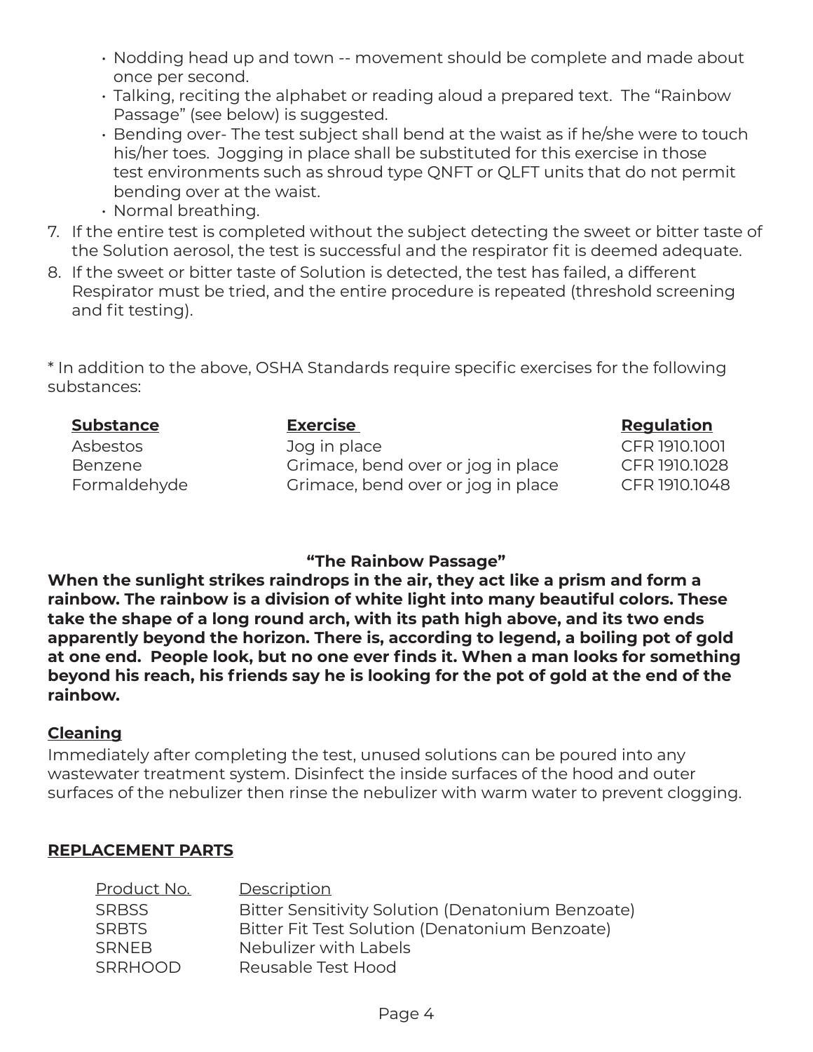- Nodding head up and town -- movement should be complete and made about once per second.
- Talking, reciting the alphabet or reading aloud a prepared text. The "Rainbow Passage" (see below) is suggested.
- Bending over- The test subject shall bend at the waist as if he/she were to touch his/her toes. Jogging in place shall be substituted for this exercise in those test environments such as shroud type QNFT or QLFT units that do not permit bending over at the waist.
- Normal breathing.

7. If the entire test is completed without the subject detecting the sweet or bitter taste of the Solution aerosol, the test is successful and the respirator fit is deemed adequate.
8. If the sweet or bitter taste of Solution is detected, the test has failed, a different Respirator must be tried, and the entire procedure is repeated (threshold screening and fit testing).

* In addition to the above, OSHA Standards require specific exercises for the following substances:

| **Substance** | **Exercise** | **Regulation** |
|---|---|---|
| Asbestos | Jog in place | CFR 1910.1001 |
| Benzene | Grimace, bend over or jog in place | CFR 1910.1028 |
| Formaldehyde | Grimace, bend over or jog in place | CFR 1910.1048 |

**"The Rainbow Passage"**

**When the sunlight strikes raindrops in the air, they act like a prism and form a rainbow. The rainbow is a division of white light into many beautiful colors. These take the shape of a long round arch, with its path high above, and its two ends apparently beyond the horizon. There is, according to legend, a boiling pot of gold at one end. People look, but no one ever finds it. When a man looks for something beyond his reach, his friends say he is looking for the pot of gold at the end of the rainbow.**

## Cleaning

Immediately after completing the test, unused solutions can be poured into any wastewater treatment system. Disinfect the inside surfaces of the hood and outer surfaces of the nebulizer then rinse the nebulizer with warm water to prevent clogging.

## REPLACEMENT PARTS

| Product No. | Description |
|---|---|
| SRBSS | Bitter Sensitivity Solution (Denatonium Benzoate) |
| SRBTS | Bitter Fit Test Solution (Denatonium Benzoate) |
| SRNEB | Nebulizer with Labels |
| SRRHOOD | Reusable Test Hood |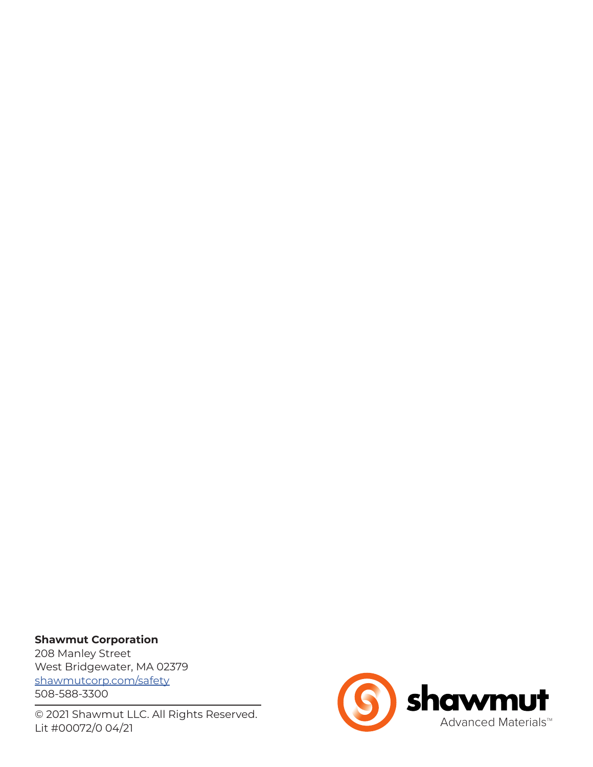**Shawmut Corporation**
208 Manley Street
West Bridgewater, MA 02379
shawmutcorp.com/safety
508-588-3300

© 2021 Shawmut LLC. All Rights Reserved.
Lit #00072/0 04/21

shawmut
Advanced Materials™